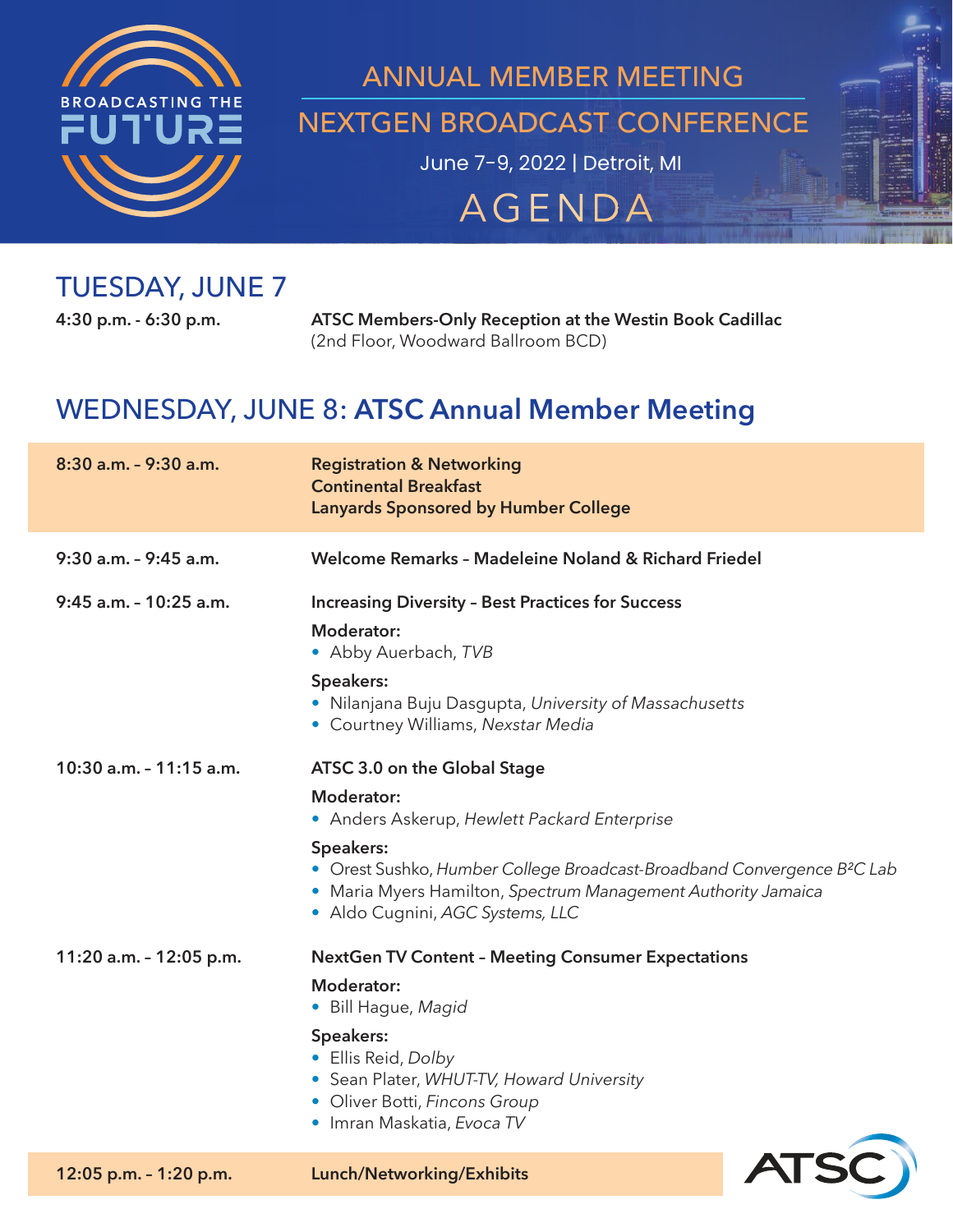BROADCASTING THE FUTURE

# ANNUAL MEMBER MEETING

# NEXTGEN BROADCAST CONFERENCE

June 7–9, 2022 | Detroit, MI

# AGENDA

## TUESDAY, JUNE 7

**4:30 p.m. - 6:30 p.m.**

**ATSC Members-Only Reception at the Westin Book Cadillac**
(2nd Floor, Woodward Ballroom BCD)

## WEDNESDAY, JUNE 8: **ATSC Annual Member Meeting**

**8:30 a.m. – 9:30 a.m.**

**Registration & Networking**
**Continental Breakfast**
**Lanyards Sponsored by Humber College**

**9:30 a.m. – 9:45 a.m.**

**Welcome Remarks – Madeleine Noland & Richard Friedel**

**9:45 a.m. – 10:25 a.m.**

**Increasing Diversity – Best Practices for Success**

**Moderator:**
- Abby Auerbach, *TVB*

**Speakers:**
- Nilanjana Buju Dasgupta, *University of Massachusetts*
- Courtney Williams, *Nexstar Media*

**10:30 a.m. – 11:15 a.m.**

**ATSC 3.0 on the Global Stage**

**Moderator:**
- Anders Askerup, *Hewlett Packard Enterprise*

**Speakers:**
- Orest Sushko, *Humber College Broadcast-Broadband Convergence B²C Lab*
- Maria Myers Hamilton, *Spectrum Management Authority Jamaica*
- Aldo Cugnini, *AGC Systems, LLC*

**11:20 a.m. – 12:05 p.m.**

**NextGen TV Content – Meeting Consumer Expectations**

**Moderator:**
- Bill Hague, *Magid*

**Speakers:**
- Ellis Reid, *Dolby*
- Sean Plater, *WHUT-TV, Howard University*
- Oliver Botti, *Fincons Group*
- Imran Maskatia, *Evoca TV*

**12:05 p.m. – 1:20 p.m.**

**Lunch/Networking/Exhibits**

ATSC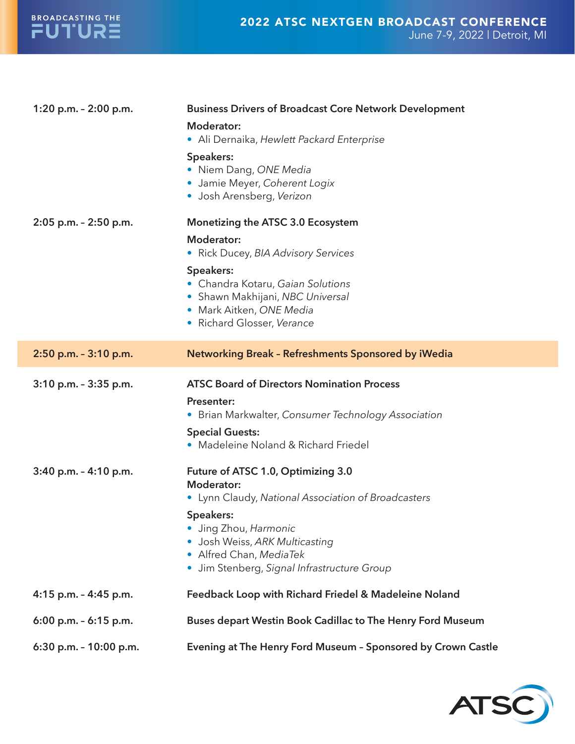| | |
|---|---|
| 1:20 p.m. – 2:00 p.m. | **Business Drivers of Broadcast Core Network Development**<br>**Moderator:**<br>• Ali Dernaika, *Hewlett Packard Enterprise*<br>**Speakers:**<br>• Niem Dang, *ONE Media*<br>• Jamie Meyer, *Coherent Logix*<br>• Josh Arensberg, *Verizon* |
| 2:05 p.m. – 2:50 p.m. | **Monetizing the ATSC 3.0 Ecosystem**<br>**Moderator:**<br>• Rick Ducey, *BIA Advisory Services*<br>**Speakers:**<br>• Chandra Kotaru, *Gaian Solutions*<br>• Shawn Makhijani, *NBC Universal*<br>• Mark Aitken, *ONE Media*<br>• Richard Glosser, *Verance* |
| 2:50 p.m. – 3:10 p.m. | **Networking Break – Refreshments Sponsored by iWedia** |
| 3:10 p.m. – 3:35 p.m. | **ATSC Board of Directors Nomination Process**<br>**Presenter:**<br>• Brian Markwalter, *Consumer Technology Association*<br>**Special Guests:**<br>• Madeleine Noland & Richard Friedel |
| 3:40 p.m. – 4:10 p.m. | **Future of ATSC 1.0, Optimizing 3.0**<br>**Moderator:**<br>• Lynn Claudy, *National Association of Broadcasters*<br>**Speakers:**<br>• Jing Zhou, *Harmonic*<br>• Josh Weiss, *ARK Multicasting*<br>• Alfred Chan, *MediaTek*<br>• Jim Stenberg, *Signal Infrastructure Group* |
| 4:15 p.m. – 4:45 p.m. | **Feedback Loop with Richard Friedel & Madeleine Noland** |
| 6:00 p.m. – 6:15 p.m. | **Buses depart Westin Book Cadillac to The Henry Ford Museum** |
| 6:30 p.m. – 10:00 p.m. | **Evening at The Henry Ford Museum – Sponsored by Crown Castle** |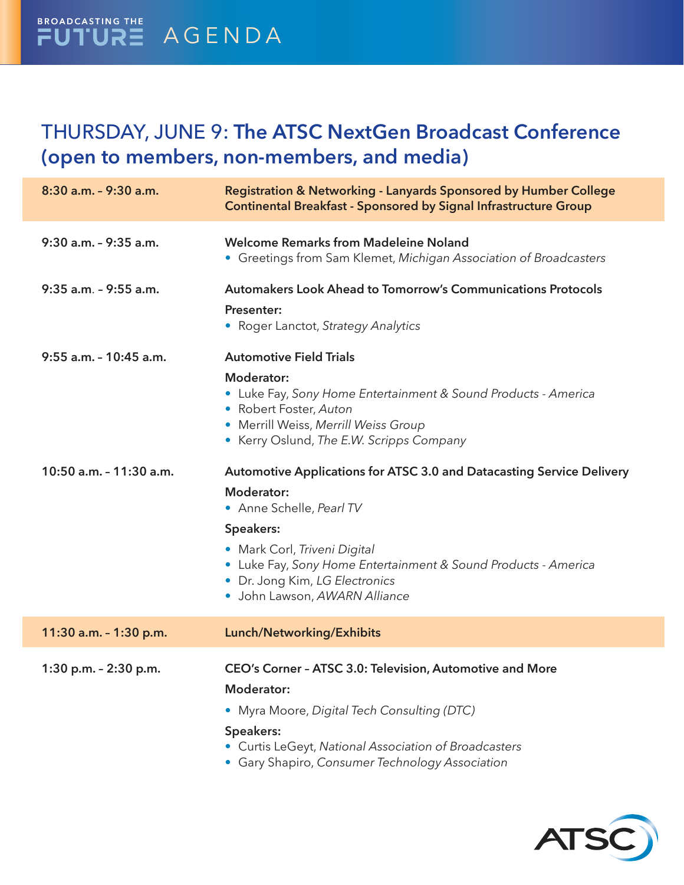BROADCASTING THE FUTURE AGENDA

## THURSDAY, JUNE 9: The ATSC NextGen Broadcast Conference (open to members, non-members, and media)

| Time | Session |
| --- | --- |
| **8:30 a.m. – 9:30 a.m.** | **Registration & Networking - Lanyards Sponsored by Humber College**<br>**Continental Breakfast - Sponsored by Signal Infrastructure Group** |
| **9:30 a.m. – 9:35 a.m.** | **Welcome Remarks from Madeleine Noland**<br>• Greetings from Sam Klemet, *Michigan Association of Broadcasters* |
| **9:35 a.m. – 9:55 a.m.** | **Automakers Look Ahead to Tomorrow's Communications Protocols**<br>**Presenter:**<br>• Roger Lanctot, *Strategy Analytics* |
| **9:55 a.m. – 10:45 a.m.** | **Automotive Field Trials**<br>**Moderator:**<br>• Luke Fay, *Sony Home Entertainment & Sound Products - America*<br>• Robert Foster, *Auton*<br>• Merrill Weiss, *Merrill Weiss Group*<br>• Kerry Oslund, *The E.W. Scripps Company* |
| **10:50 a.m. – 11:30 a.m.** | **Automotive Applications for ATSC 3.0 and Datacasting Service Delivery**<br>**Moderator:**<br>• Anne Schelle, *Pearl TV*<br>**Speakers:**<br>• Mark Corl, *Triveni Digital*<br>• Luke Fay, *Sony Home Entertainment & Sound Products - America*<br>• Dr. Jong Kim, *LG Electronics*<br>• John Lawson, *AWARN Alliance* |
| **11:30 a.m. – 1:30 p.m.** | **Lunch/Networking/Exhibits** |
| **1:30 p.m. – 2:30 p.m.** | **CEO's Corner – ATSC 3.0: Television, Automotive and More**<br>**Moderator:**<br>• Myra Moore, *Digital Tech Consulting (DTC)*<br>**Speakers:**<br>• Curtis LeGeyt, *National Association of Broadcasters*<br>• Gary Shapiro, *Consumer Technology Association* |

ATSC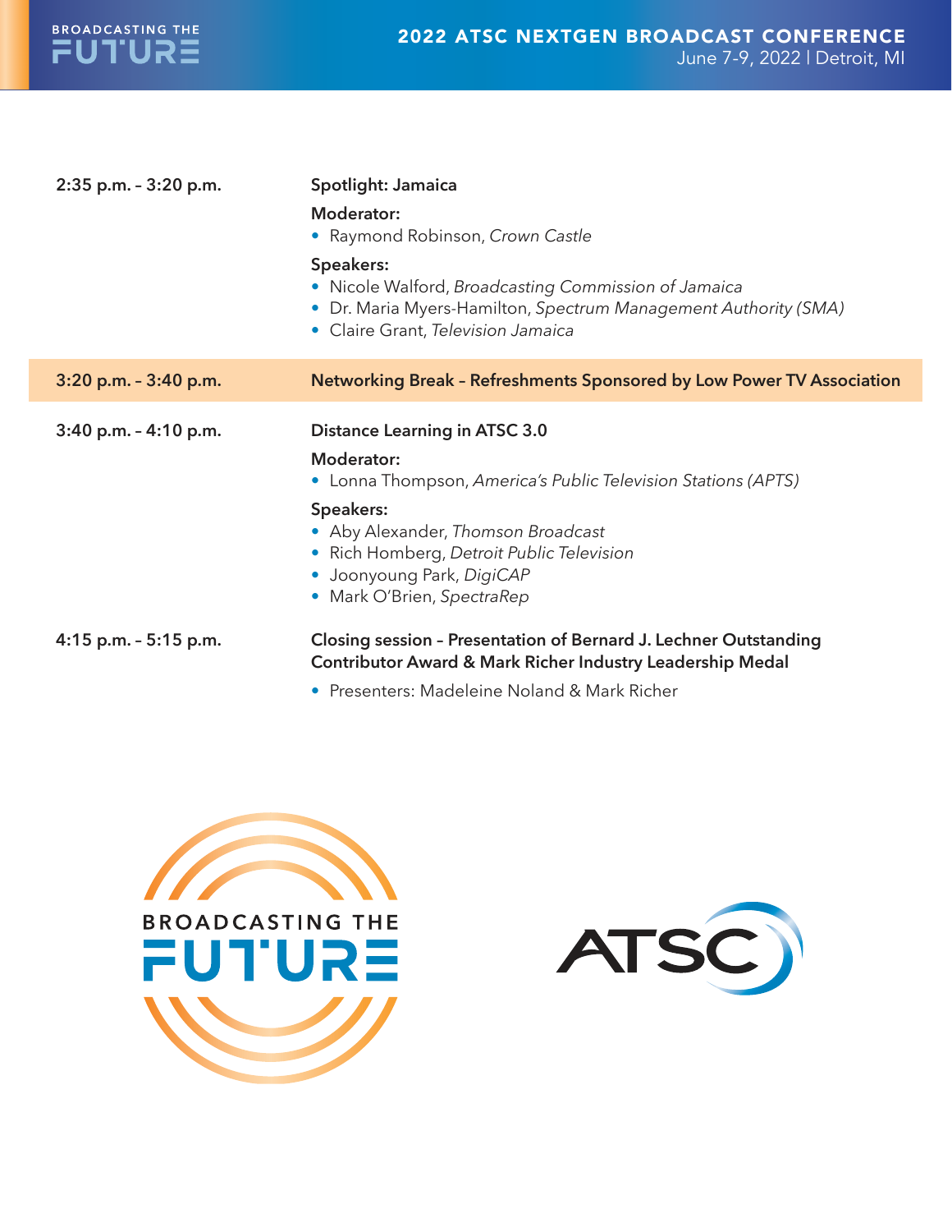| | |
|---|---|
| **2:35 p.m. – 3:20 p.m.** | **Spotlight: Jamaica**<br>**Moderator:**<br>• Raymond Robinson, *Crown Castle*<br>**Speakers:**<br>• Nicole Walford, *Broadcasting Commission of Jamaica*<br>• Dr. Maria Myers-Hamilton, *Spectrum Management Authority (SMA)*<br>• Claire Grant, *Television Jamaica* |
| **3:20 p.m. – 3:40 p.m.** | **Networking Break – Refreshments Sponsored by Low Power TV Association** |
| **3:40 p.m. – 4:10 p.m.** | **Distance Learning in ATSC 3.0**<br>**Moderator:**<br>• Lonna Thompson, *America's Public Television Stations (APTS)*<br>**Speakers:**<br>• Aby Alexander, *Thomson Broadcast*<br>• Rich Homberg, *Detroit Public Television*<br>• Joonyoung Park, *DigiCAP*<br>• Mark O'Brien, *SpectraRep* |
| **4:15 p.m. – 5:15 p.m.** | **Closing session – Presentation of Bernard J. Lechner Outstanding Contributor Award & Mark Richer Industry Leadership Medal**<br>• Presenters: Madeleine Noland & Mark Richer |

BROADCASTING THE FUTURE

ATSC